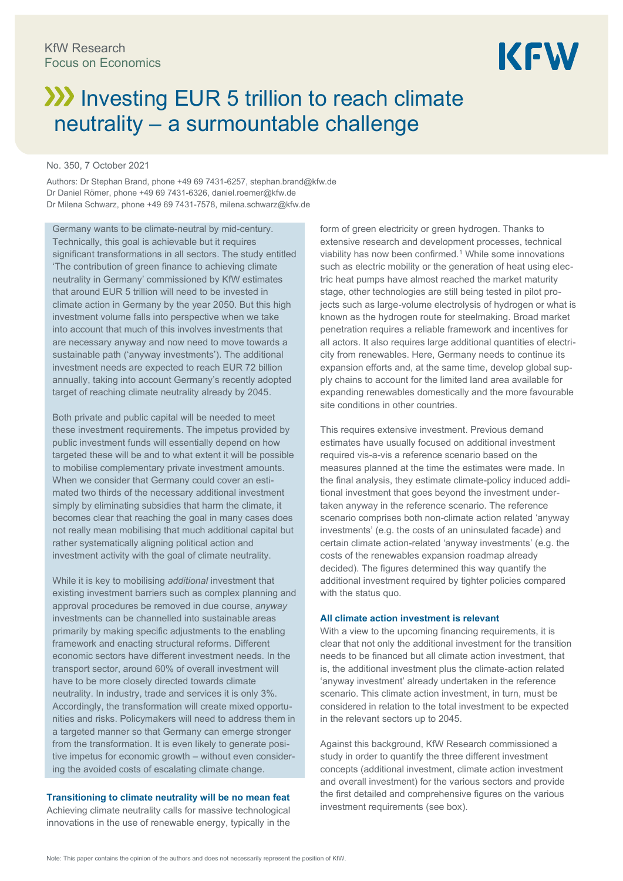KfW Research
Focus on Economics

# Investing EUR 5 trillion to reach climate neutrality – a surmountable challenge

No. 350, 7 October 2021

Authors: Dr Stephan Brand, phone +49 69 7431-6257, stephan.brand@kfw.de
Dr Daniel Römer, phone +49 69 7431-6326, daniel.roemer@kfw.de
Dr Milena Schwarz, phone +49 69 7431-7578, milena.schwarz@kfw.de

Germany wants to be climate-neutral by mid-century. Technically, this goal is achievable but it requires significant transformations in all sectors. The study entitled 'The contribution of green finance to achieving climate neutrality in Germany' commissioned by KfW estimates that around EUR 5 trillion will need to be invested in climate action in Germany by the year 2050. But this high investment volume falls into perspective when we take into account that much of this involves investments that are necessary anyway and now need to move towards a sustainable path ('anyway investments'). The additional investment needs are expected to reach EUR 72 billion annually, taking into account Germany's recently adopted target of reaching climate neutrality already by 2045.

Both private and public capital will be needed to meet these investment requirements. The impetus provided by public investment funds will essentially depend on how targeted these will be and to what extent it will be possible to mobilise complementary private investment amounts. When we consider that Germany could cover an estimated two thirds of the necessary additional investment simply by eliminating subsidies that harm the climate, it becomes clear that reaching the goal in many cases does not really mean mobilising that much additional capital but rather systematically aligning political action and investment activity with the goal of climate neutrality.

While it is key to mobilising *additional* investment that existing investment barriers such as complex planning and approval procedures be removed in due course, *anyway* investments can be channelled into sustainable areas primarily by making specific adjustments to the enabling framework and enacting structural reforms. Different economic sectors have different investment needs. In the transport sector, around 60% of overall investment will have to be more closely directed towards climate neutrality. In industry, trade and services it is only 3%. Accordingly, the transformation will create mixed opportunities and risks. Policymakers will need to address them in a targeted manner so that Germany can emerge stronger from the transformation. It is even likely to generate positive impetus for economic growth – without even considering the avoided costs of escalating climate change.

## Transitioning to climate neutrality will be no mean feat

Achieving climate neutrality calls for massive technological innovations in the use of renewable energy, typically in the form of green electricity or green hydrogen. Thanks to extensive research and development processes, technical viability has now been confirmed.[1] While some innovations such as electric mobility or the generation of heat using electric heat pumps have almost reached the market maturity stage, other technologies are still being tested in pilot projects such as large-volume electrolysis of hydrogen or what is known as the hydrogen route for steelmaking. Broad market penetration requires a reliable framework and incentives for all actors. It also requires large additional quantities of electricity from renewables. Here, Germany needs to continue its expansion efforts and, at the same time, develop global supply chains to account for the limited land area available for expanding renewables domestically and the more favourable site conditions in other countries.

This requires extensive investment. Previous demand estimates have usually focused on additional investment required vis-a-vis a reference scenario based on the measures planned at the time the estimates were made. In the final analysis, they estimate climate-policy induced additional investment that goes beyond the investment undertaken anyway in the reference scenario. The reference scenario comprises both non-climate action related 'anyway investments' (e.g. the costs of an uninsulated facade) and certain climate action-related 'anyway investments' (e.g. the costs of the renewables expansion roadmap already decided). The figures determined this way quantify the additional investment required by tighter policies compared with the status quo.

## All climate action investment is relevant

With a view to the upcoming financing requirements, it is clear that not only the additional investment for the transition needs to be financed but all climate action investment, that is, the additional investment plus the climate-action related 'anyway investment' already undertaken in the reference scenario. This climate action investment, in turn, must be considered in relation to the total investment to be expected in the relevant sectors up to 2045.

Against this background, KfW Research commissioned a study in order to quantify the three different investment concepts (additional investment, climate action investment and overall investment) for the various sectors and provide the first detailed and comprehensive figures on the various investment requirements (see box).

Note: This paper contains the opinion of the authors and does not necessarily represent the position of KfW.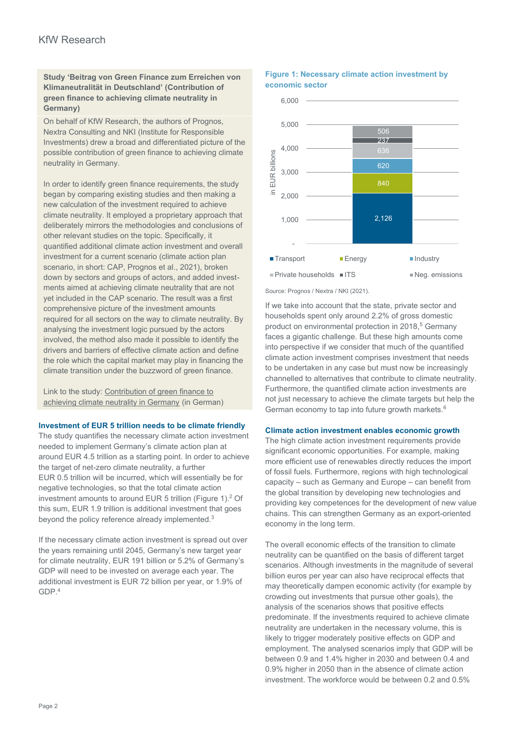**Study 'Beitrag von Green Finance zum Erreichen von Klimaneutralität in Deutschland' (Contribution of green finance to achieving climate neutrality in Germany)**

On behalf of KfW Research, the authors of Prognos, Nextra Consulting and NKI (Institute for Responsible Investments) drew a broad and differentiated picture of the possible contribution of green finance to achieving climate neutrality in Germany.

In order to identify green finance requirements, the study began by comparing existing studies and then making a new calculation of the investment required to achieve climate neutrality. It employed a proprietary approach that deliberately mirrors the methodologies and conclusions of other relevant studies on the topic. Specifically, it quantified additional climate action investment and overall investment for a current scenario (climate action plan scenario, in short: CAP, Prognos et al., 2021), broken down by sectors and groups of actors, and added investments aimed at achieving climate neutrality that are not yet included in the CAP scenario. The result was a first comprehensive picture of the investment amounts required for all sectors on the way to climate neutrality. By analysing the investment logic pursued by the actors involved, the method also made it possible to identify the drivers and barriers of effective climate action and define the role which the capital market may play in financing the climate transition under the buzzword of green finance.

Link to the study: Contribution of green finance to achieving climate neutrality in Germany (in German)

## Investment of EUR 5 trillion needs to be climate friendly

The study quantifies the necessary climate action investment needed to implement Germany's climate action plan at around EUR 4.5 trillion as a starting point. In order to achieve the target of net-zero climate neutrality, a further EUR 0.5 trillion will be incurred, which will essentially be for negative technologies, so that the total climate action investment amounts to around EUR 5 trillion (Figure 1).[2] Of this sum, EUR 1.9 trillion is additional investment that goes beyond the policy reference already implemented.[3]

If the necessary climate action investment is spread out over the years remaining until 2045, Germany's new target year for climate neutrality, EUR 191 billion or 5.2% of Germany's GDP will need to be invested on average each year. The additional investment is EUR 72 billion per year, or 1.9% of GDP.[4]

**Figure 1: Necessary climate action investment by economic sector**

| Sector | in EUR billions |
|---|---|
| Transport | 2,126 |
| Energy | 840 |
| Industry | 620 |
| Private households | 636 |
| ITS | 237 |
| Neg. emissions | 506 |

Source: Prognos / Nextra / NKI (2021).

If we take into account that the state, private sector and households spent only around 2.2% of gross domestic product on environmental protection in 2018,[5] Germany faces a gigantic challenge. But these high amounts come into perspective if we consider that much of the quantified climate action investment comprises investment that needs to be undertaken in any case but must now be increasingly channelled to alternatives that contribute to climate neutrality. Furthermore, the quantified climate action investments are not just necessary to achieve the climate targets but help the German economy to tap into future growth markets.[6]

## Climate action investment enables economic growth

The high climate action investment requirements provide significant economic opportunities. For example, making more efficient use of renewables directly reduces the import of fossil fuels. Furthermore, regions with high technological capacity – such as Germany and Europe – can benefit from the global transition by developing new technologies and providing key competences for the development of new value chains. This can strengthen Germany as an export-oriented economy in the long term.

The overall economic effects of the transition to climate neutrality can be quantified on the basis of different target scenarios. Although investments in the magnitude of several billion euros per year can also have reciprocal effects that may theoretically dampen economic activity (for example by crowding out investments that pursue other goals), the analysis of the scenarios shows that positive effects predominate. If the investments required to achieve climate neutrality are undertaken in the necessary volume, this is likely to trigger moderately positive effects on GDP and employment. The analysed scenarios imply that GDP will be between 0.9 and 1.4% higher in 2030 and between 0.4 and 0.9% higher in 2050 than in the absence of climate action investment. The workforce would be between 0.2 and 0.5%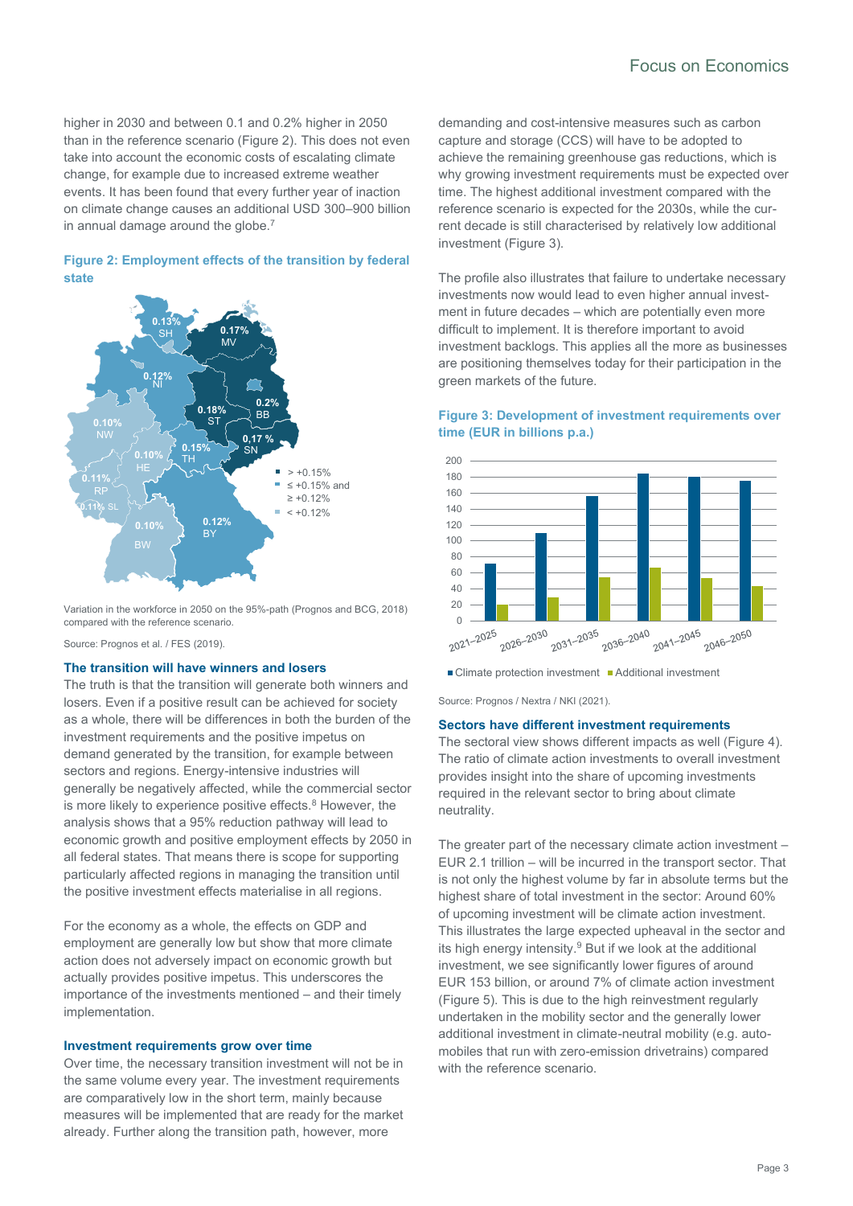higher in 2030 and between 0.1 and 0.2% higher in 2050 than in the reference scenario (Figure 2). This does not even take into account the economic costs of escalating climate change, for example due to increased extreme weather events. It has been found that every further year of inaction on climate change causes an additional USD 300–900 billion in annual damage around the globe.[7]

**Figure 2: Employment effects of the transition by federal state**

Variation in the workforce in 2050 on the 95%-path (Prognos and BCG, 2018) compared with the reference scenario.

Source: Prognos et al. / FES (2019).

### The transition will have winners and losers

The truth is that the transition will generate both winners and losers. Even if a positive result can be achieved for society as a whole, there will be differences in both the burden of the investment requirements and the positive impetus on demand generated by the transition, for example between sectors and regions. Energy-intensive industries will generally be negatively affected, while the commercial sector is more likely to experience positive effects.[8] However, the analysis shows that a 95% reduction pathway will lead to economic growth and positive employment effects by 2050 in all federal states. That means there is scope for supporting particularly affected regions in managing the transition until the positive investment effects materialise in all regions.

For the economy as a whole, the effects on GDP and employment are generally low but show that more climate action does not adversely impact on economic growth but actually provides positive impetus. This underscores the importance of the investments mentioned – and their timely implementation.

### Investment requirements grow over time

Over time, the necessary transition investment will not be in the same volume every year. The investment requirements are comparatively low in the short term, mainly because measures will be implemented that are ready for the market already. Further along the transition path, however, more demanding and cost-intensive measures such as carbon capture and storage (CCS) will have to be adopted to achieve the remaining greenhouse gas reductions, which is why growing investment requirements must be expected over time. The highest additional investment compared with the reference scenario is expected for the 2030s, while the current decade is still characterised by relatively low additional investment (Figure 3).

The profile also illustrates that failure to undertake necessary investments now would lead to even higher annual investment in future decades – which are potentially even more difficult to implement. It is therefore important to avoid investment backlogs. This applies all the more as businesses are positioning themselves today for their participation in the green markets of the future.

**Figure 3: Development of investment requirements over time (EUR in billions p.a.)**

Source: Prognos / Nextra / NKI (2021).

### Sectors have different investment requirements

The sectoral view shows different impacts as well (Figure 4). The ratio of climate action investments to overall investment provides insight into the share of upcoming investments required in the relevant sector to bring about climate neutrality.

The greater part of the necessary climate action investment – EUR 2.1 trillion – will be incurred in the transport sector. That is not only the highest volume by far in absolute terms but the highest share of total investment in the sector: Around 60% of upcoming investment will be climate action investment. This illustrates the large expected upheaval in the sector and its high energy intensity.[9] But if we look at the additional investment, we see significantly lower figures of around EUR 153 billion, or around 7% of climate action investment (Figure 5). This is due to the high reinvestment regularly undertaken in the mobility sector and the generally lower additional investment in climate-neutral mobility (e.g. automobiles that run with zero-emission drivetrains) compared with the reference scenario.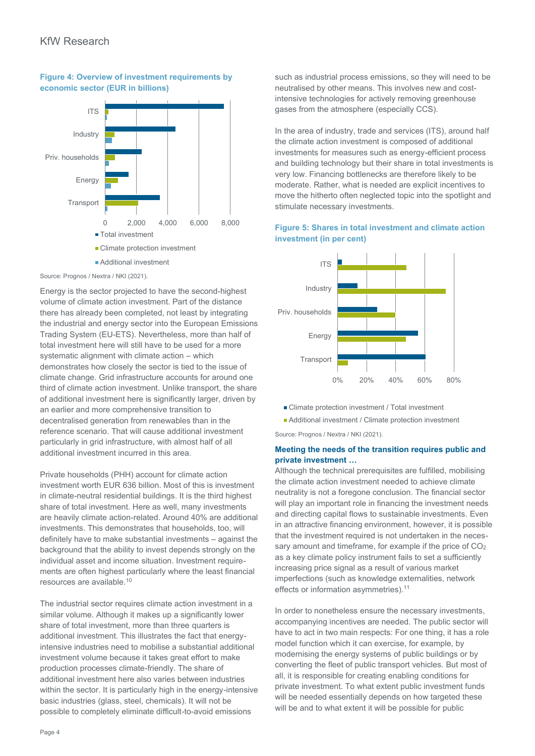**Figure 4: Overview of investment requirements by economic sector (EUR in billions)**

Source: Prognos / Nextra / NKI (2021).

Energy is the sector projected to have the second-highest volume of climate action investment. Part of the distance there has already been completed, not least by integrating the industrial and energy sector into the European Emissions Trading System (EU-ETS). Nevertheless, more than half of total investment here will still have to be used for a more systematic alignment with climate action – which demonstrates how closely the sector is tied to the issue of climate change. Grid infrastructure accounts for around one third of climate action investment. Unlike transport, the share of additional investment here is significantly larger, driven by an earlier and more comprehensive transition to decentralised generation from renewables than in the reference scenario. That will cause additional investment particularly in grid infrastructure, with almost half of all additional investment incurred in this area.

Private households (PHH) account for climate action investment worth EUR 636 billion. Most of this is investment in climate-neutral residential buildings. It is the third highest share of total investment. Here as well, many investments are heavily climate action-related. Around 40% are additional investments. This demonstrates that households, too, will definitely have to make substantial investments – against the background that the ability to invest depends strongly on the individual asset and income situation. Investment requirements are often highest particularly where the least financial resources are available.[10]

The industrial sector requires climate action investment in a similar volume. Although it makes up a significantly lower share of total investment, more than three quarters is additional investment. This illustrates the fact that energy-intensive industries need to mobilise a substantial additional investment volume because it takes great effort to make production processes climate-friendly. The share of additional investment here also varies between industries within the sector. It is particularly high in the energy-intensive basic industries (glass, steel, chemicals). It will not be possible to completely eliminate difficult-to-avoid emissions such as industrial process emissions, so they will need to be neutralised by other means. This involves new and cost-intensive technologies for actively removing greenhouse gases from the atmosphere (especially CCS).

In the area of industry, trade and services (ITS), around half the climate action investment is composed of additional investments for measures such as energy-efficient process and building technology but their share in total investments is very low. Financing bottlenecks are therefore likely to be moderate. Rather, what is needed are explicit incentives to move the hitherto often neglected topic into the spotlight and stimulate necessary investments.

**Figure 5: Shares in total investment and climate action investment (in per cent)**

Source: Prognos / Nextra / NKI (2021).

**Meeting the needs of the transition requires public and private investment …**

Although the technical prerequisites are fulfilled, mobilising the climate action investment needed to achieve climate neutrality is not a foregone conclusion. The financial sector will play an important role in financing the investment needs and directing capital flows to sustainable investments. Even in an attractive financing environment, however, it is possible that the investment required is not undertaken in the necessary amount and timeframe, for example if the price of $CO_2$ as a key climate policy instrument fails to set a sufficiently increasing price signal as a result of various market imperfections (such as knowledge externalities, network effects or information asymmetries).[11]

In order to nonetheless ensure the necessary investments, accompanying incentives are needed. The public sector will have to act in two main respects: For one thing, it has a role model function which it can exercise, for example, by modernising the energy systems of public buildings or by converting the fleet of public transport vehicles. But most of all, it is responsible for creating enabling conditions for private investment. To what extent public investment funds will be needed essentially depends on how targeted these will be and to what extent it will be possible for public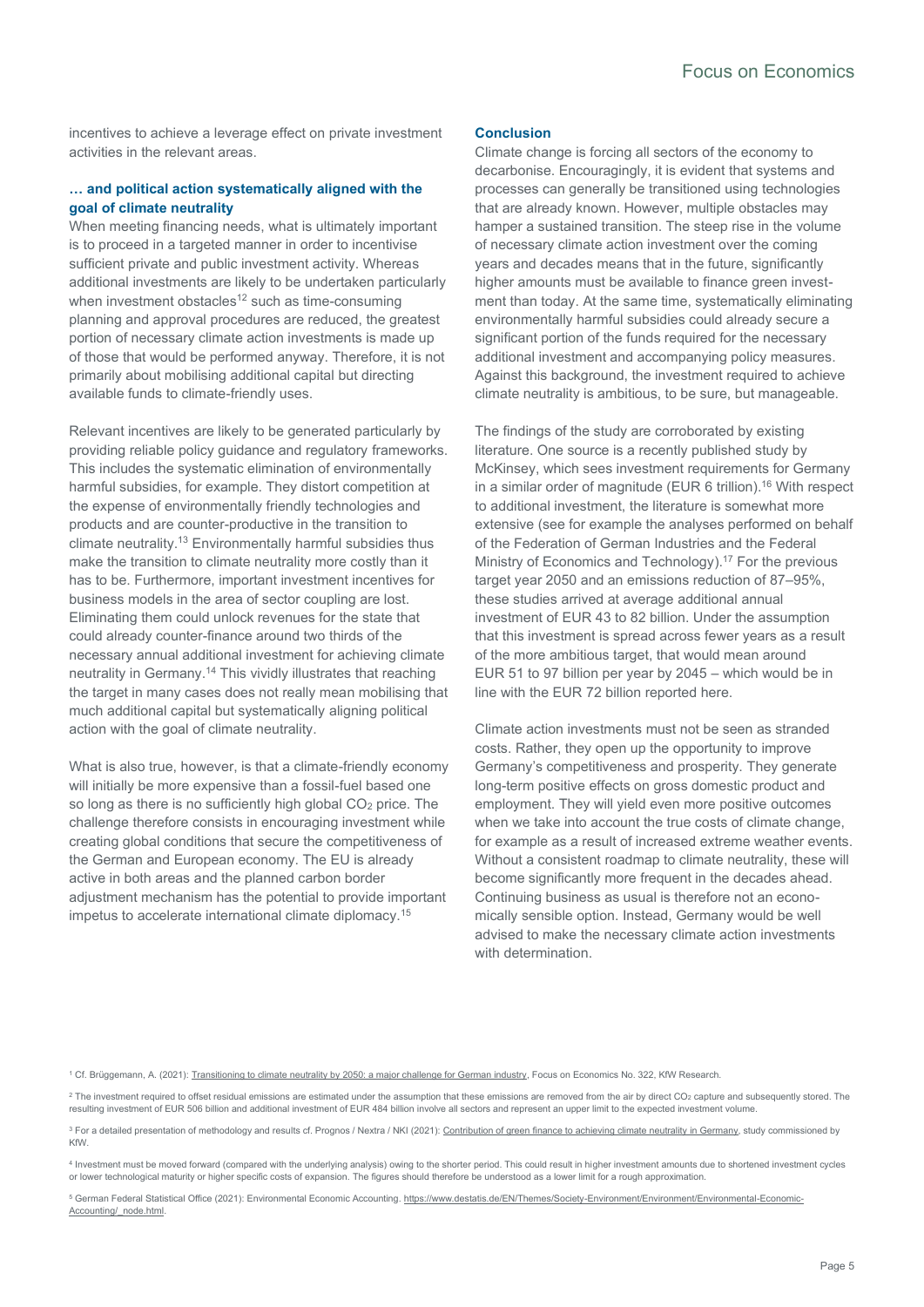incentives to achieve a leverage effect on private investment activities in the relevant areas.

### … and political action systematically aligned with the goal of climate neutrality

When meeting financing needs, what is ultimately important is to proceed in a targeted manner in order to incentivise sufficient private and public investment activity. Whereas additional investments are likely to be undertaken particularly when investment obstacles[12] such as time-consuming planning and approval procedures are reduced, the greatest portion of necessary climate action investments is made up of those that would be performed anyway. Therefore, it is not primarily about mobilising additional capital but directing available funds to climate-friendly uses.

Relevant incentives are likely to be generated particularly by providing reliable policy guidance and regulatory frameworks. This includes the systematic elimination of environmentally harmful subsidies, for example. They distort competition at the expense of environmentally friendly technologies and products and are counter-productive in the transition to climate neutrality.[13] Environmentally harmful subsidies thus make the transition to climate neutrality more costly than it has to be. Furthermore, important investment incentives for business models in the area of sector coupling are lost. Eliminating them could unlock revenues for the state that could already counter-finance around two thirds of the necessary annual additional investment for achieving climate neutrality in Germany.[14] This vividly illustrates that reaching the target in many cases does not really mean mobilising that much additional capital but systematically aligning political action with the goal of climate neutrality.

What is also true, however, is that a climate-friendly economy will initially be more expensive than a fossil-fuel based one so long as there is no sufficiently high global $CO_2$ price. The challenge therefore consists in encouraging investment while creating global conditions that secure the competitiveness of the German and European economy. The EU is already active in both areas and the planned carbon border adjustment mechanism has the potential to provide important impetus to accelerate international climate diplomacy.[15]

### Conclusion

Climate change is forcing all sectors of the economy to decarbonise. Encouragingly, it is evident that systems and processes can generally be transitioned using technologies that are already known. However, multiple obstacles may hamper a sustained transition. The steep rise in the volume of necessary climate action investment over the coming years and decades means that in the future, significantly higher amounts must be available to finance green investment than today. At the same time, systematically eliminating environmentally harmful subsidies could already secure a significant portion of the funds required for the necessary additional investment and accompanying policy measures. Against this background, the investment required to achieve climate neutrality is ambitious, to be sure, but manageable.

The findings of the study are corroborated by existing literature. One source is a recently published study by McKinsey, which sees investment requirements for Germany in a similar order of magnitude (EUR 6 trillion).[16] With respect to additional investment, the literature is somewhat more extensive (see for example the analyses performed on behalf of the Federation of German Industries and the Federal Ministry of Economics and Technology).[17] For the previous target year 2050 and an emissions reduction of 87–95%, these studies arrived at average additional annual investment of EUR 43 to 82 billion. Under the assumption that this investment is spread across fewer years as a result of the more ambitious target, that would mean around EUR 51 to 97 billion per year by 2045 – which would be in line with the EUR 72 billion reported here.

Climate action investments must not be seen as stranded costs. Rather, they open up the opportunity to improve Germany's competitiveness and prosperity. They generate long-term positive effects on gross domestic product and employment. They will yield even more positive outcomes when we take into account the true costs of climate change, for example as a result of increased extreme weather events. Without a consistent roadmap to climate neutrality, these will become significantly more frequent in the decades ahead. Continuing business as usual is therefore not an economically sensible option. Instead, Germany would be well advised to make the necessary climate action investments with determination.

---

[1] Cf. Brüggemann, A. (2021): Transitioning to climate neutrality by 2050: a major challenge for German industry, Focus on Economics No. 322, KfW Research.

[2] The investment required to offset residual emissions are estimated under the assumption that these emissions are removed from the air by direct $CO_2$ capture and subsequently stored. The resulting investment of EUR 506 billion and additional investment of EUR 484 billion involve all sectors and represent an upper limit to the expected investment volume.

[3] For a detailed presentation of methodology and results cf. Prognos / Nextra / NKI (2021): Contribution of green finance to achieving climate neutrality in Germany, study commissioned by KfW.

[4] Investment must be moved forward (compared with the underlying analysis) owing to the shorter period. This could result in higher investment amounts due to shortened investment cycles or lower technological maturity or higher specific costs of expansion. The figures should therefore be understood as a lower limit for a rough approximation.

[5] German Federal Statistical Office (2021): Environmental Economic Accounting. https://www.destatis.de/EN/Themes/Society-Environment/Environment/Environmental-Economic-Accounting/_node.html.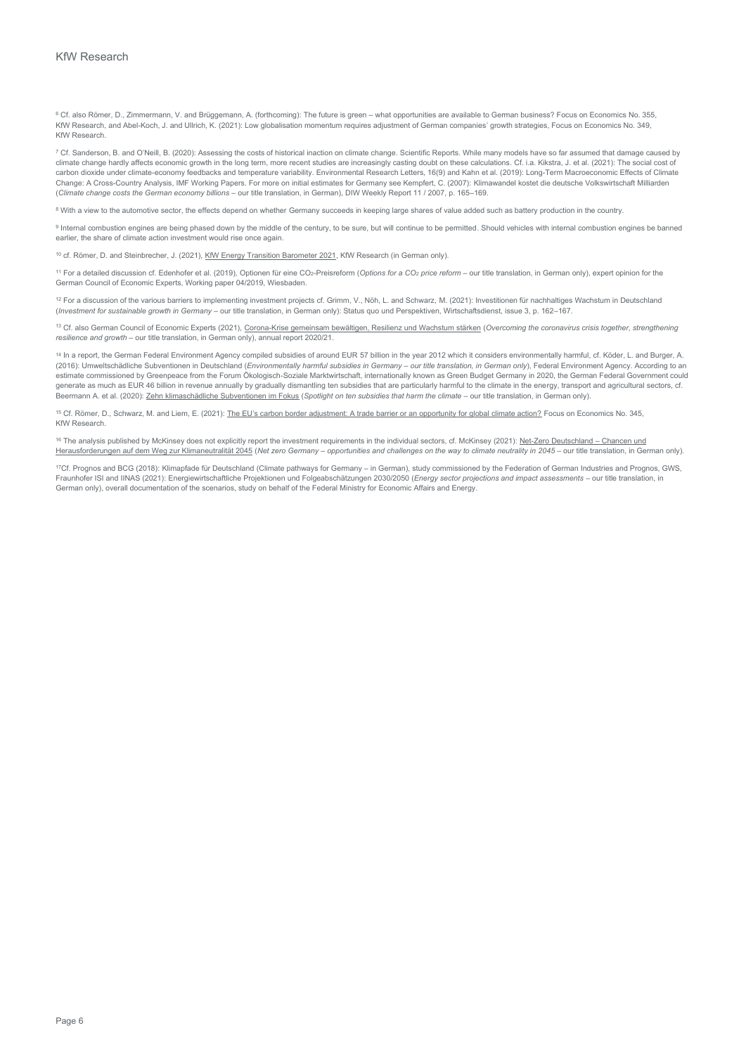[6] Cf. also Römer, D., Zimmermann, V. and Brüggemann, A. (forthcoming): The future is green – what opportunities are available to German business? Focus on Economics No. 355, KfW Research, and Abel-Koch, J. and Ullrich, K. (2021): Low globalisation momentum requires adjustment of German companies' growth strategies, Focus on Economics No. 349, KfW Research.

[7] Cf. Sanderson, B. and O'Neill, B. (2020): Assessing the costs of historical inaction on climate change. Scientific Reports. While many models have so far assumed that damage caused by climate change hardly affects economic growth in the long term, more recent studies are increasingly casting doubt on these calculations. Cf. i.a. Kikstra, J. et al. (2021): The social cost of carbon dioxide under climate-economy feedbacks and temperature variability. Environmental Research Letters, 16(9) and Kahn et al. (2019): Long-Term Macroeconomic Effects of Climate Change: A Cross-Country Analysis, IMF Working Papers. For more on initial estimates for Germany see Kempfert, C. (2007): Klimawandel kostet die deutsche Volkswirtschaft Milliarden (*Climate change costs the German economy billions* – our title translation, in German), DIW Weekly Report 11 / 2007, p. 165–169.

[8] With a view to the automotive sector, the effects depend on whether Germany succeeds in keeping large shares of value added such as battery production in the country.

[9] Internal combustion engines are being phased down by the middle of the century, to be sure, but will continue to be permitted. Should vehicles with internal combustion engines be banned earlier, the share of climate action investment would rise once again.

[10] cf. Römer, D. and Steinbrecher, J. (2021), KfW Energy Transition Barometer 2021, KfW Research (in German only).

[11] For a detailed discussion cf. Edenhofer et al. (2019), Optionen für eine $CO_2$-Preisreform (*Options for a $CO_2$ price reform* – our title translation, in German only), expert opinion for the German Council of Economic Experts, Working paper 04/2019, Wiesbaden.

[12] For a discussion of the various barriers to implementing investment projects cf. Grimm, V., Nöh, L. and Schwarz, M. (2021): Investitionen für nachhaltiges Wachstum in Deutschland (*Investment for sustainable growth in Germany* – our title translation, in German only): Status quo und Perspektiven, Wirtschaftsdienst, issue 3, p. 162–167.

[13] Cf. also German Council of Economic Experts (2021), Corona-Krise gemeinsam bewältigen, Resilienz und Wachstum stärken (*Overcoming the coronavirus crisis together, strengthening resilience and growth* – our title translation, in German only), annual report 2020/21.

[14] In a report, the German Federal Environment Agency compiled subsidies of around EUR 57 billion in the year 2012 which it considers environmentally harmful, cf. Köder, L. and Burger, A. (2016): Umweltschädliche Subventionen in Deutschland (*Environmentally harmful subsidies in Germany – our title translation, in German only*), Federal Environment Agency. According to an estimate commissioned by Greenpeace from the Forum Ökologisch-Soziale Marktwirtschaft, internationally known as Green Budget Germany in 2020, the German Federal Government could generate as much as EUR 46 billion in revenue annually by gradually dismantling ten subsidies that are particularly harmful to the climate in the energy, transport and agricultural sectors, cf. Beermann A. et al. (2020): Zehn klimaschädliche Subventionen im Fokus (*Spotlight on ten subsidies that harm the climate* – our title translation, in German only).

[15] Cf. Römer, D., Schwarz, M. and Liem, E. (2021): The EU's carbon border adjustment: A trade barrier or an opportunity for global climate action? Focus on Economics No. 345, KfW Research.

[16] The analysis published by McKinsey does not explicitly report the investment requirements in the individual sectors, cf. McKinsey (2021): Net-Zero Deutschland – Chancen und Herausforderungen auf dem Weg zur Klimaneutralität 2045 (*Net zero Germany – opportunities and challenges on the way to climate neutrality in 2045* – our title translation, in German only).

[17] Cf. Prognos and BCG (2018): Klimapfade für Deutschland (Climate pathways for Germany – in German), study commissioned by the Federation of German Industries and Prognos, GWS, Fraunhofer ISI and IINAS (2021): Energiewirtschaftliche Projektionen und Folgeabschätzungen 2030/2050 (*Energy sector projections and impact assessments* – our title translation, in German only), overall documentation of the scenarios, study on behalf of the Federal Ministry for Economic Affairs and Energy.